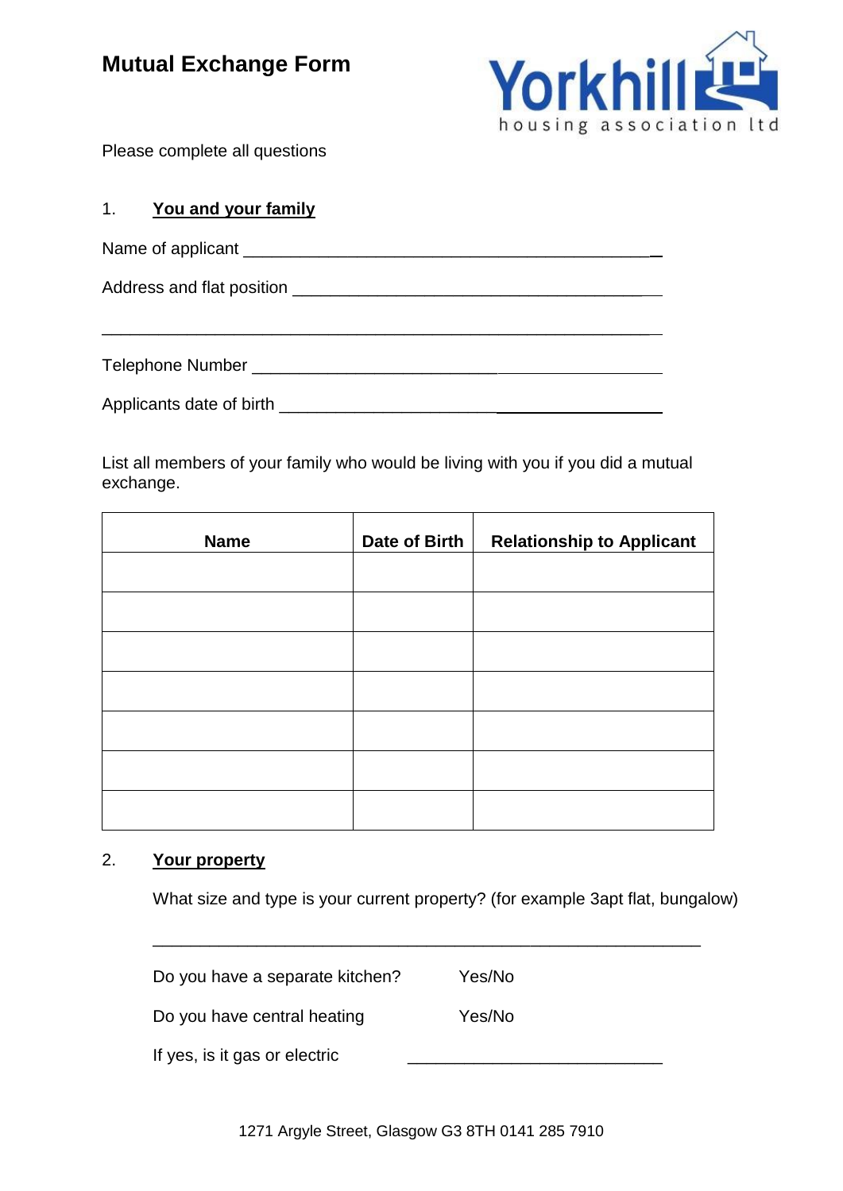# Mutual Exchange Form

Yorkhill housing association ltd

Please complete all questions

1. **You and your family**

Name of applicant ______________________________________________

Address and flat position ________________________________________

______________________________________________________________

Telephone Number ______________________________________________

Applicants date of birth __________________________________________

List all members of your family who would be living with you if you did a mutual exchange.

| Name | Date of Birth | Relationship to Applicant |
|---|---|---|
| | | |
| | | |
| | | |
| | | |
| | | |
| | | |
| | | |

2. **Your property**

What size and type is your current property? (for example 3apt flat, bungalow)

______________________________________________________________

Do you have a separate kitchen? Yes/No

Do you have central heating Yes/No

If yes, is it gas or electric ___________________________

1271 Argyle Street, Glasgow G3 8TH 0141 285 7910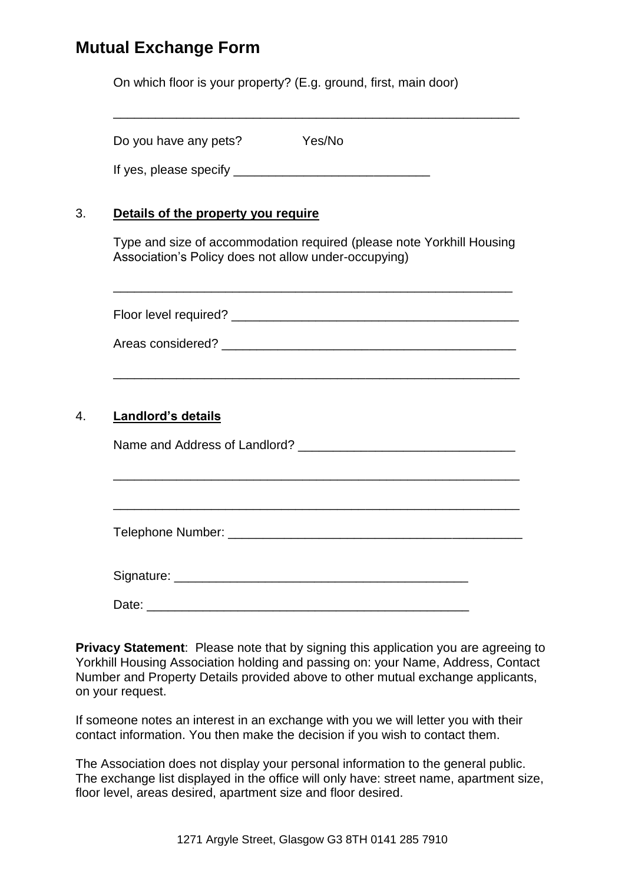# Mutual Exchange Form

On which floor is your property? (E.g. ground, first, main door)

___________________________________________________________

Do you have any pets? Yes/No

If yes, please specify ____________________________

3. **Details of the property you require**

Type and size of accommodation required (please note Yorkhill Housing Association's Policy does not allow under-occupying)

___________________________________________________________

Floor level required? _________________________________________

Areas considered? ___________________________________________

___________________________________________________________

4. **Landlord's details**

Name and Address of Landlord? _______________________________

___________________________________________________________

___________________________________________________________

Telephone Number: __________________________________________

Signature: __________________________________________

Date: ______________________________________________

**Privacy Statement**: Please note that by signing this application you are agreeing to Yorkhill Housing Association holding and passing on: your Name, Address, Contact Number and Property Details provided above to other mutual exchange applicants, on your request.

If someone notes an interest in an exchange with you we will letter you with their contact information. You then make the decision if you wish to contact them.

The Association does not display your personal information to the general public. The exchange list displayed in the office will only have: street name, apartment size, floor level, areas desired, apartment size and floor desired.

1271 Argyle Street, Glasgow G3 8TH 0141 285 7910